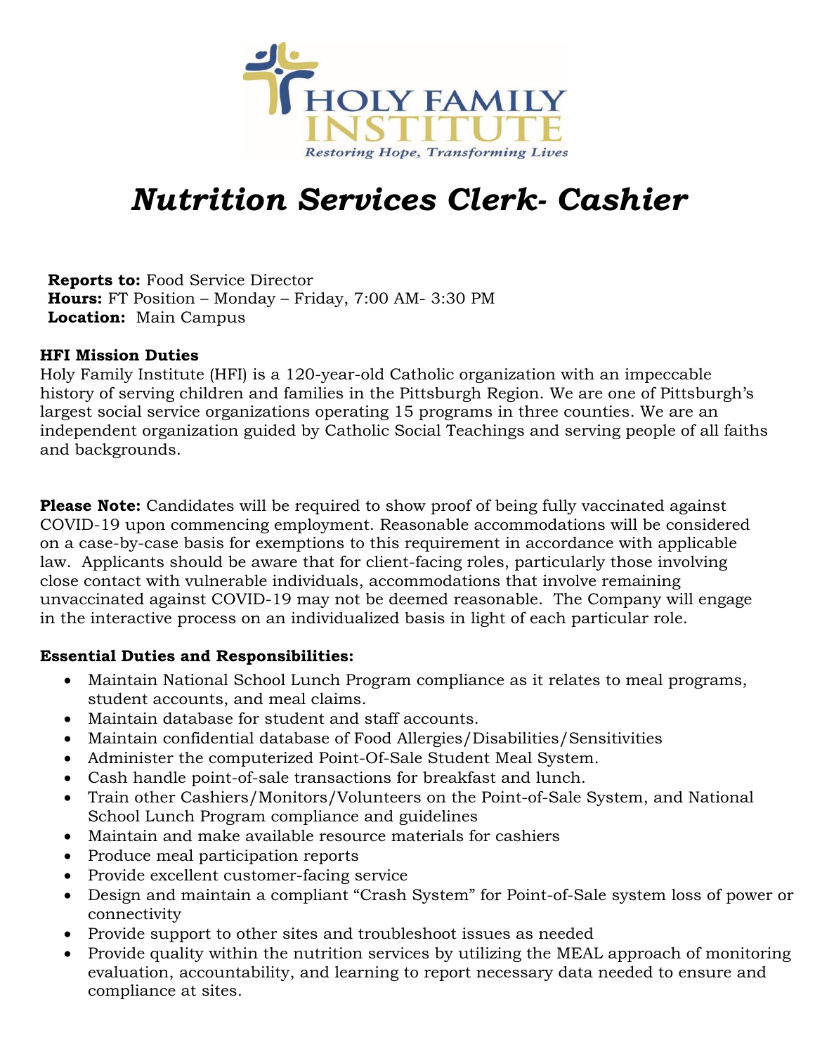HOLY FAMILY INSTITUTE

*Restoring Hope, Transforming Lives*

# *Nutrition Services Clerk- Cashier*

**Reports to:** Food Service Director
**Hours:** FT Position – Monday – Friday, 7:00 AM- 3:30 PM
**Location:** Main Campus

**HFI Mission Duties**

Holy Family Institute (HFI) is a 120-year-old Catholic organization with an impeccable history of serving children and families in the Pittsburgh Region. We are one of Pittsburgh's largest social service organizations operating 15 programs in three counties. We are an independent organization guided by Catholic Social Teachings and serving people of all faiths and backgrounds.

**Please Note:** Candidates will be required to show proof of being fully vaccinated against COVID-19 upon commencing employment. Reasonable accommodations will be considered on a case-by-case basis for exemptions to this requirement in accordance with applicable law. Applicants should be aware that for client-facing roles, particularly those involving close contact with vulnerable individuals, accommodations that involve remaining unvaccinated against COVID-19 may not be deemed reasonable. The Company will engage in the interactive process on an individualized basis in light of each particular role.

**Essential Duties and Responsibilities:**

- Maintain National School Lunch Program compliance as it relates to meal programs, student accounts, and meal claims.
- Maintain database for student and staff accounts.
- Maintain confidential database of Food Allergies/Disabilities/Sensitivities
- Administer the computerized Point-Of-Sale Student Meal System.
- Cash handle point-of-sale transactions for breakfast and lunch.
- Train other Cashiers/Monitors/Volunteers on the Point-of-Sale System, and National School Lunch Program compliance and guidelines
- Maintain and make available resource materials for cashiers
- Produce meal participation reports
- Provide excellent customer-facing service
- Design and maintain a compliant "Crash System" for Point-of-Sale system loss of power or connectivity
- Provide support to other sites and troubleshoot issues as needed
- Provide quality within the nutrition services by utilizing the MEAL approach of monitoring evaluation, accountability, and learning to report necessary data needed to ensure and compliance at sites.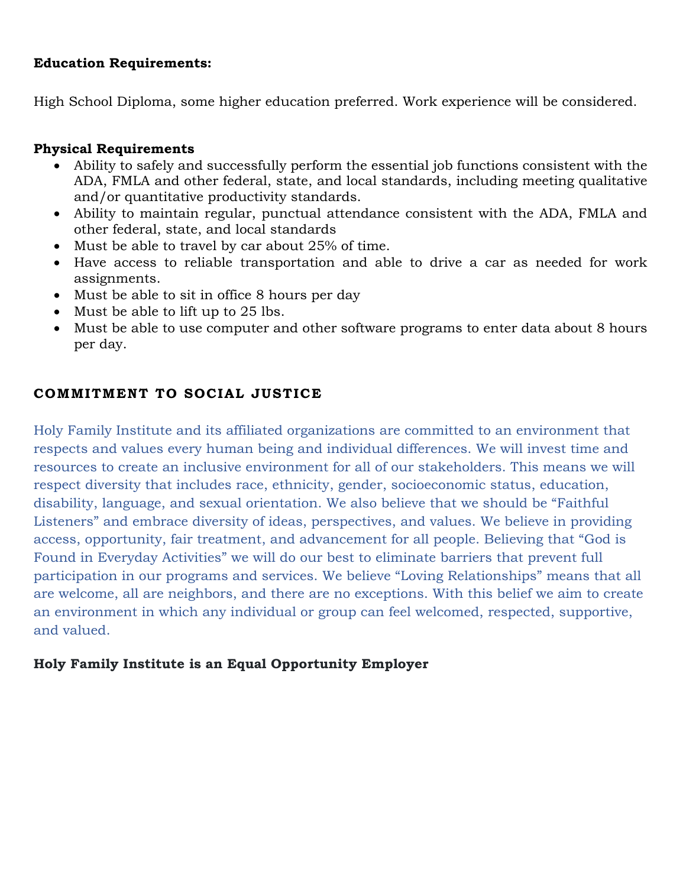**Education Requirements:**

High School Diploma, some higher education preferred. Work experience will be considered.

**Physical Requirements**

- Ability to safely and successfully perform the essential job functions consistent with the ADA, FMLA and other federal, state, and local standards, including meeting qualitative and/or quantitative productivity standards.
- Ability to maintain regular, punctual attendance consistent with the ADA, FMLA and other federal, state, and local standards
- Must be able to travel by car about 25% of time.
- Have access to reliable transportation and able to drive a car as needed for work assignments.
- Must be able to sit in office 8 hours per day
- Must be able to lift up to 25 lbs.
- Must be able to use computer and other software programs to enter data about 8 hours per day.

**COMMITMENT TO SOCIAL JUSTICE**

Holy Family Institute and its affiliated organizations are committed to an environment that respects and values every human being and individual differences. We will invest time and resources to create an inclusive environment for all of our stakeholders. This means we will respect diversity that includes race, ethnicity, gender, socioeconomic status, education, disability, language, and sexual orientation. We also believe that we should be "Faithful Listeners" and embrace diversity of ideas, perspectives, and values. We believe in providing access, opportunity, fair treatment, and advancement for all people. Believing that "God is Found in Everyday Activities" we will do our best to eliminate barriers that prevent full participation in our programs and services. We believe "Loving Relationships" means that all are welcome, all are neighbors, and there are no exceptions. With this belief we aim to create an environment in which any individual or group can feel welcomed, respected, supportive, and valued.

**Holy Family Institute is an Equal Opportunity Employer**